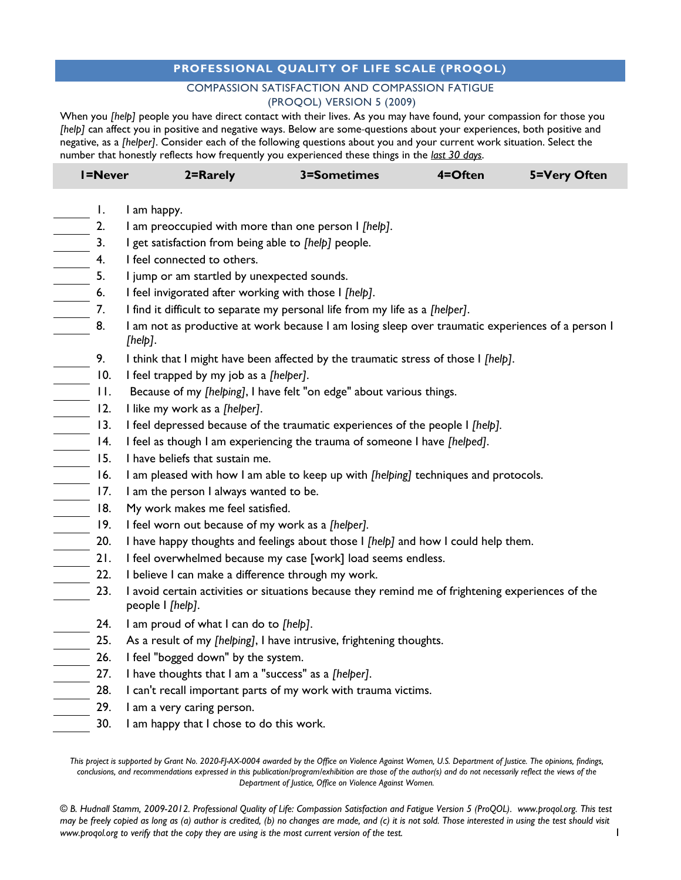## PROFESSIONAL QUALITY OF LIFE SCALE (PROQOL)

### COMPASSION SATISFACTION AND COMPASSION FATIGUE
### (PROQOL) VERSION 5 (2009)

When you *[help]* people you have direct contact with their lives. As you may have found, your compassion for those you *[help]* can affect you in positive and negative ways. Below are some-questions about your experiences, both positive and negative, as a *[helper]*. Consider each of the following questions about you and your current work situation. Select the number that honestly reflects how frequently you experienced these things in the *last 30 days*.

| 1=Never | 2=Rarely | 3=Sometimes | 4=Often | 5=Very Often |
|---|---|---|---|---|

_____ 1. I am happy.
_____ 2. I am preoccupied with more than one person I *[help]*.
_____ 3. I get satisfaction from being able to *[help]* people.
_____ 4. I feel connected to others.
_____ 5. I jump or am startled by unexpected sounds.
_____ 6. I feel invigorated after working with those I *[help]*.
_____ 7. I find it difficult to separate my personal life from my life as a *[helper]*.
_____ 8. I am not as productive at work because I am losing sleep over traumatic experiences of a person I *[help]*.
_____ 9. I think that I might have been affected by the traumatic stress of those I *[help]*.
_____ 10. I feel trapped by my job as a *[helper]*.
_____ 11. Because of my *[helping]*, I have felt "on edge" about various things.
_____ 12. I like my work as a *[helper]*.
_____ 13. I feel depressed because of the traumatic experiences of the people I *[help]*.
_____ 14. I feel as though I am experiencing the trauma of someone I have *[helped]*.
_____ 15. I have beliefs that sustain me.
_____ 16. I am pleased with how I am able to keep up with *[helping]* techniques and protocols.
_____ 17. I am the person I always wanted to be.
_____ 18. My work makes me feel satisfied.
_____ 19. I feel worn out because of my work as a *[helper]*.
_____ 20. I have happy thoughts and feelings about those I *[help]* and how I could help them.
_____ 21. I feel overwhelmed because my case [work] load seems endless.
_____ 22. I believe I can make a difference through my work.
_____ 23. I avoid certain activities or situations because they remind me of frightening experiences of the people I *[help]*.
_____ 24. I am proud of what I can do to *[help]*.
_____ 25. As a result of my *[helping]*, I have intrusive, frightening thoughts.
_____ 26. I feel "bogged down" by the system.
_____ 27. I have thoughts that I am a "success" as a *[helper]*.
_____ 28. I can't recall important parts of my work with trauma victims.
_____ 29. I am a very caring person.
_____ 30. I am happy that I chose to do this work.

*This project is supported by Grant No. 2020-FJ-AX-0004 awarded by the Office on Violence Against Women, U.S. Department of Justice. The opinions, findings, conclusions, and recommendations expressed in this publication/program/exhibition are those of the author(s) and do not necessarily reflect the views of the Department of Justice, Office on Violence Against Women.*

*© B. Hudnall Stamm, 2009-2012. Professional Quality of Life: Compassion Satisfaction and Fatigue Version 5 (ProQOL). www.proqol.org. This test may be freely copied as long as (a) author is credited, (b) no changes are made, and (c) it is not sold. Those interested in using the test should visit www.proqol.org to verify that the copy they are using is the most current version of the test.*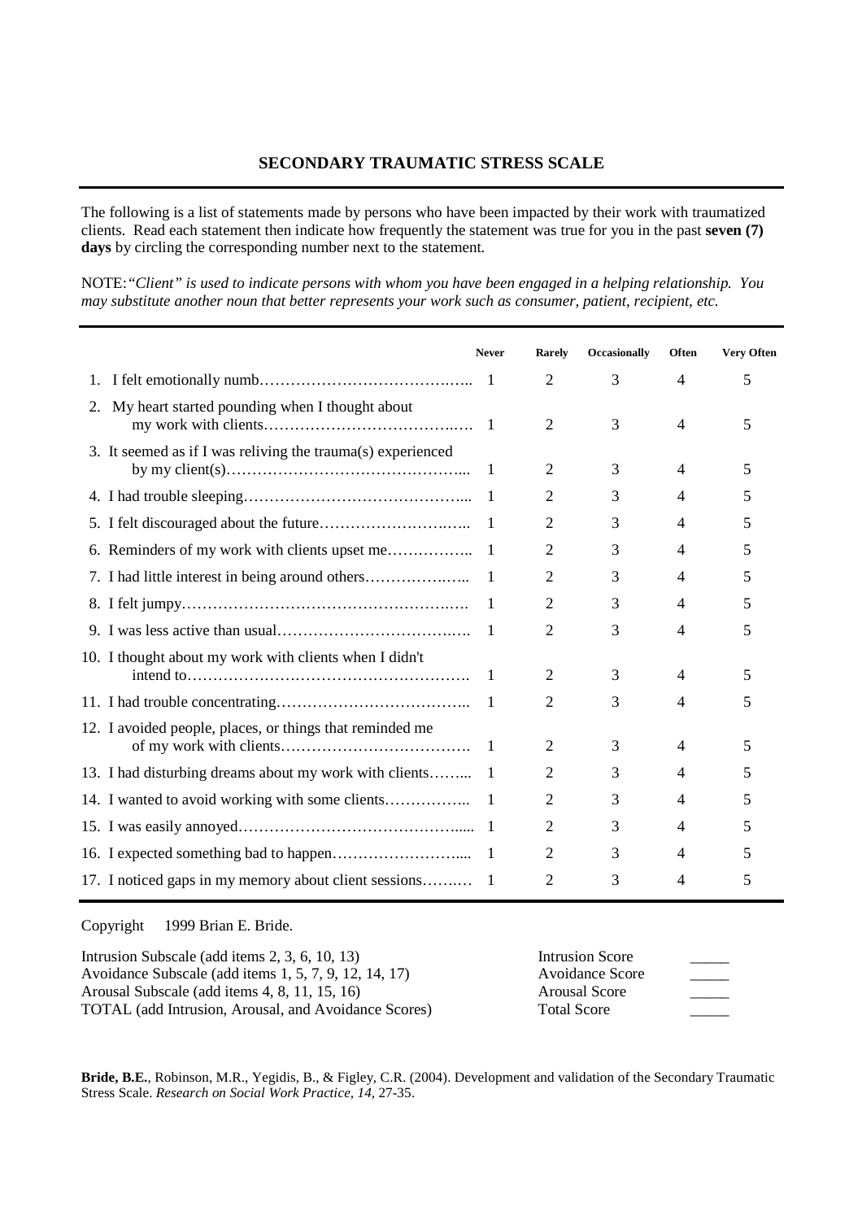# SECONDARY TRAUMATIC STRESS SCALE

The following is a list of statements made by persons who have been impacted by their work with traumatized clients. Read each statement then indicate how frequently the statement was true for you in the past **seven (7) days** by circling the corresponding number next to the statement.

NOTE: *"Client" is used to indicate persons with whom you have been engaged in a helping relationship. You may substitute another noun that better represents your work such as consumer, patient, recipient, etc.*

| | Never | Rarely | Occasionally | Often | Very Often |
|---|---|---|---|---|---|
| 1. I felt emotionally numb………………………………….. | 1 | 2 | 3 | 4 | 5 |
| 2. My heart started pounding when I thought about my work with clients……………………………….… | 1 | 2 | 3 | 4 | 5 |
| 3. It seemed as if I was reliving the trauma(s) experienced by my client(s)……………………………………... | 1 | 2 | 3 | 4 | 5 |
| 4. I had trouble sleeping…………………………………... | 1 | 2 | 3 | 4 | 5 |
| 5. I felt discouraged about the future……………………….. | 1 | 2 | 3 | 4 | 5 |
| 6. Reminders of my work with clients upset me…………….. | 1 | 2 | 3 | 4 | 5 |
| 7. I had little interest in being around others……………….. | 1 | 2 | 3 | 4 | 5 |
| 8. I felt jumpy……………………………………………. | 1 | 2 | 3 | 4 | 5 |
| 9. I was less active than usual……………………………. | 1 | 2 | 3 | 4 | 5 |
| 10. I thought about my work with clients when I didn't intend to………………………………………………. | 1 | 2 | 3 | 4 | 5 |
| 11. I had trouble concentrating……………………………... | 1 | 2 | 3 | 4 | 5 |
| 12. I avoided people, places, or things that reminded me of my work with clients………………………………. | 1 | 2 | 3 | 4 | 5 |
| 13. I had disturbing dreams about my work with clients……... | 1 | 2 | 3 | 4 | 5 |
| 14. I wanted to avoid working with some clients…………….. | 1 | 2 | 3 | 4 | 5 |
| 15. I was easily annoyed……………………………………..... | 1 | 2 | 3 | 4 | 5 |
| 16. I expected something bad to happen…………………….... | 1 | 2 | 3 | 4 | 5 |
| 17. I noticed gaps in my memory about client sessions……… | 1 | 2 | 3 | 4 | 5 |

Copyright 1999 Brian E. Bride.

| | | |
|---|---|---|
| Intrusion Subscale (add items 2, 3, 6, 10, 13) | Intrusion Score | _____ |
| Avoidance Subscale (add items 1, 5, 7, 9, 12, 14, 17) | Avoidance Score | _____ |
| Arousal Subscale (add items 4, 8, 11, 15, 16) | Arousal Score | _____ |
| TOTAL (add Intrusion, Arousal, and Avoidance Scores) | Total Score | _____ |

**Bride, B.E.**, Robinson, M.R., Yegidis, B., & Figley, C.R. (2004). Development and validation of the Secondary Traumatic Stress Scale. *Research on Social Work Practice, 14,* 27-35.